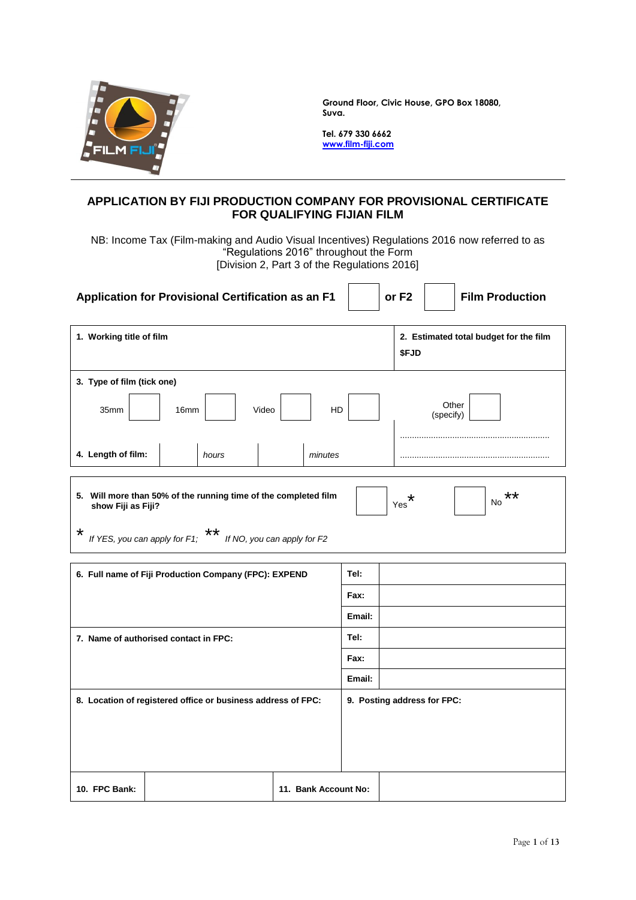Ground Floor, Civic House, GPO Box 18080, Suva.

Tel. 679 330 6662
[www.film-fiji.com](http://www.film-fiji.com)

## APPLICATION BY FIJI PRODUCTION COMPANY FOR PROVISIONAL CERTIFICATE FOR QUALIFYING FIJIAN FILM

NB: Income Tax (Film-making and Audio Visual Incentives) Regulations 2016 now referred to as "Regulations 2016" throughout the Form
[Division 2, Part 3 of the Regulations 2016]

**Application for Provisional Certification as an F1** ☐ **or F2** ☐ **Film Production**

| **1. Working title of film** | **2. Estimated total budget for the film** **$FJD** |
|---|---|
| **3. Type of film (tick one)** 35mm ☐ 16mm ☐ Video ☐ HD ☐ | Other (specify) ☐ ................................ |
| **4. Length of film:** ____ *hours* ____ *minutes* | ................................ |

**5. Will more than 50% of the running time of the completed film show Fiji as Fiji?** ☐ Yes * ☐ No **

* *If YES, you can apply for F1;* ** *If NO, you can apply for F2*

| **6. Full name of Fiji Production Company (FPC): EXPEND** | **Tel:** | |
|---|---|---|
| | **Fax:** | |
| | **Email:** | |
| **7. Name of authorised contact in FPC:** | **Tel:** | |
| | **Fax:** | |
| | **Email:** | |
| **8. Location of registered office or business address of FPC:** | **9. Posting address for FPC:** | |
| **10. FPC Bank:** | **11. Bank Account No:** | |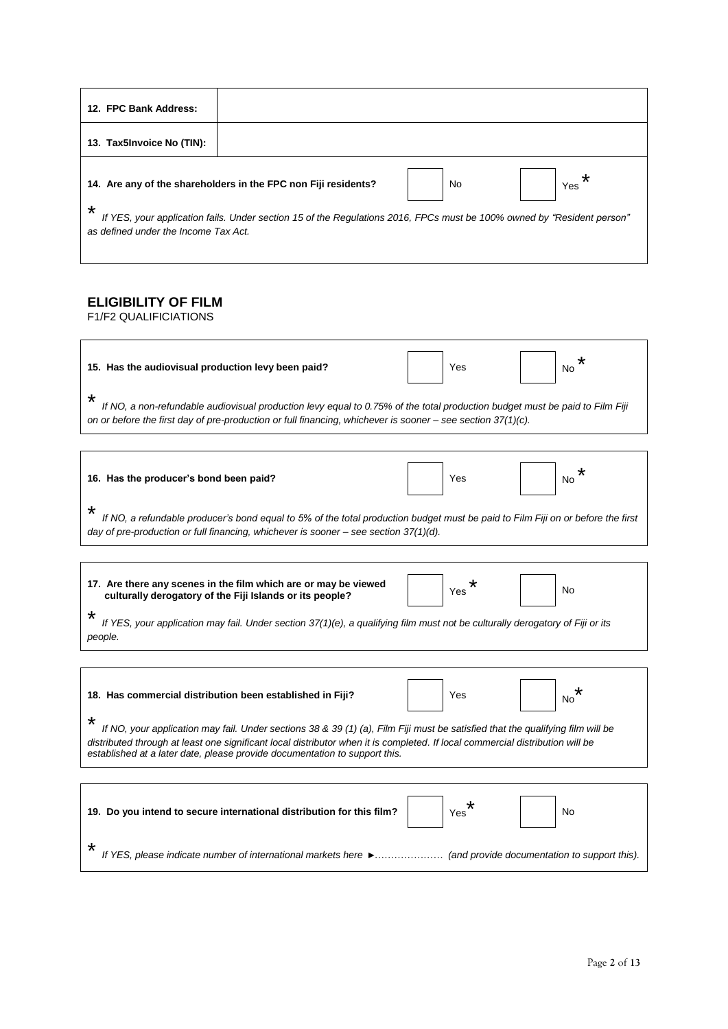| 12. FPC Bank Address: | |
|---|---|
| 13. Tax5Invoice No (TIN): | |

**14. Are any of the shareholders in the FPC non Fiji residents?** ☐ No ☐ Yes *

* *If YES, your application fails. Under section 15 of the Regulations 2016, FPCs must be 100% owned by "Resident person" as defined under the Income Tax Act.*

## ELIGIBILITY OF FILM

F1/F2 QUALIFICIATIONS

**15. Has the audiovisual production levy been paid?** ☐ Yes ☐ No *

* *If NO, a non-refundable audiovisual production levy equal to 0.75% of the total production budget must be paid to Film Fiji on or before the first day of pre-production or full financing, whichever is sooner – see section 37(1)(c).*

**16. Has the producer's bond been paid?** ☐ Yes ☐ No *

* *If NO, a refundable producer's bond equal to 5% of the total production budget must be paid to Film Fiji on or before the first day of pre-production or full financing, whichever is sooner – see section 37(1)(d).*

**17. Are there any scenes in the film which are or may be viewed culturally derogatory of the Fiji Islands or its people?** ☐ Yes * ☐ No

* *If YES, your application may fail. Under section 37(1)(e), a qualifying film must not be culturally derogatory of Fiji or its people.*

**18. Has commercial distribution been established in Fiji?** ☐ Yes ☐ No *

* *If NO, your application may fail. Under sections 38 & 39 (1) (a), Film Fiji must be satisfied that the qualifying film will be distributed through at least one significant local distributor when it is completed. If local commercial distribution will be established at a later date, please provide documentation to support this.*

**19. Do you intend to secure international distribution for this film?** ☐ Yes * ☐ No

* *If YES, please indicate number of international markets here ►………………… (and provide documentation to support this).*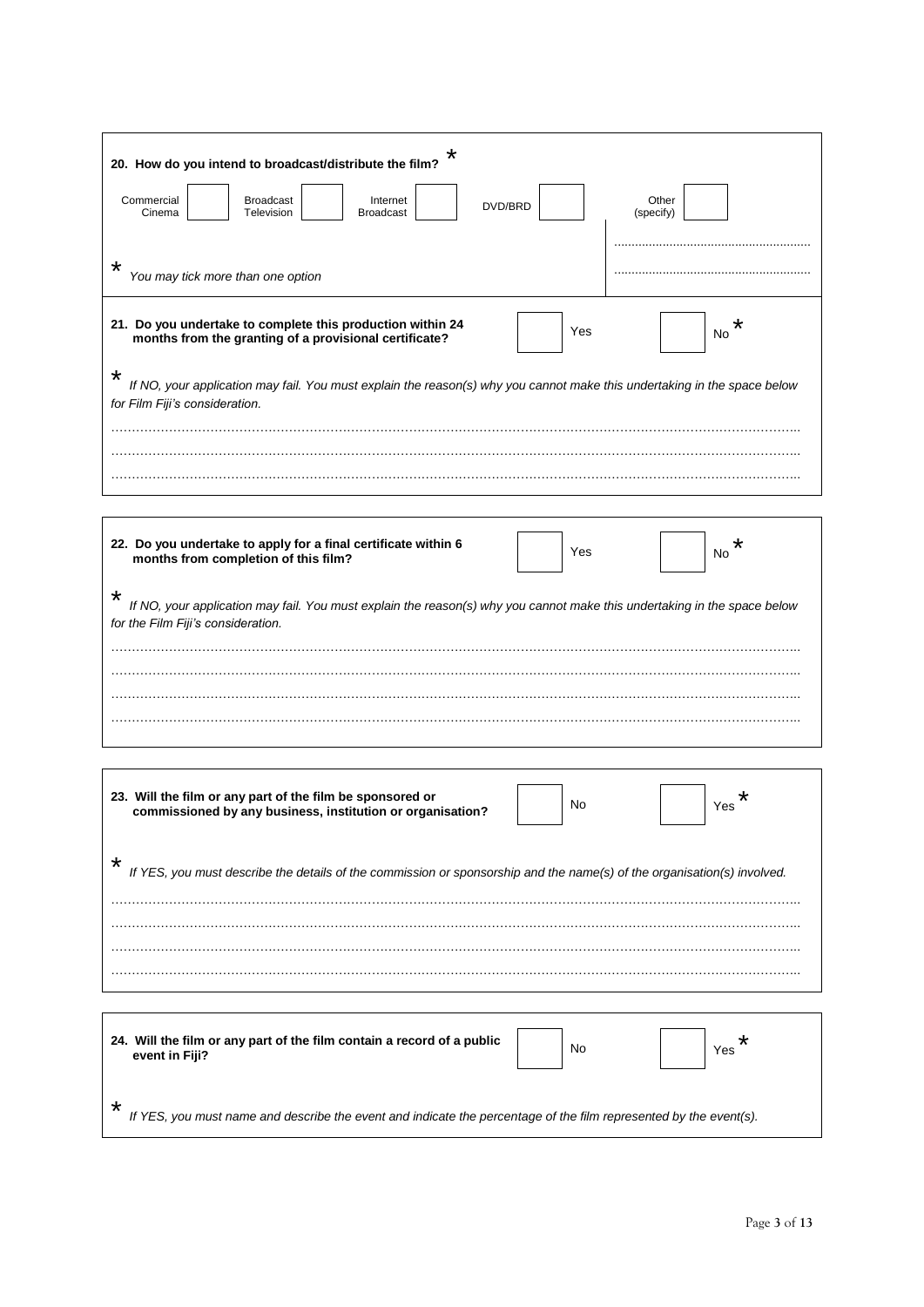**20. How do you intend to broadcast/distribute the film?** *

| Commercial Cinema | Broadcast Television | Internet Broadcast | DVD/BRD | Other (specify) |
|---|---|---|---|---|
| ☐ | ☐ | ☐ | ☐ | ☐ |

.......................................................

.......................................................

\* *You may tick more than one option*

**21. Do you undertake to complete this production within 24 months from the granting of a provisional certificate?**

☐ Yes ☐ No *

\* *If NO, your application may fail. You must explain the reason(s) why you cannot make this undertaking in the space below for Film Fiji's consideration.*

……………………………………………………………………………………………………………………………………………

……………………………………………………………………………………………………………………………………………

……………………………………………………………………………………………………………………………………………

**22. Do you undertake to apply for a final certificate within 6 months from completion of this film?**

☐ Yes ☐ No *

\* *If NO, your application may fail. You must explain the reason(s) why you cannot make this undertaking in the space below for the Film Fiji's consideration.*

……………………………………………………………………………………………………………………………………………

……………………………………………………………………………………………………………………………………………

……………………………………………………………………………………………………………………………………………

……………………………………………………………………………………………………………………………………………

**23. Will the film or any part of the film be sponsored or commissioned by any business, institution or organisation?**

☐ No ☐ Yes *

\* *If YES, you must describe the details of the commission or sponsorship and the name(s) of the organisation(s) involved.*

……………………………………………………………………………………………………………………………………………

……………………………………………………………………………………………………………………………………………

……………………………………………………………………………………………………………………………………………

……………………………………………………………………………………………………………………………………………

**24. Will the film or any part of the film contain a record of a public event in Fiji?**

☐ No ☐ Yes *

\* *If YES, you must name and describe the event and indicate the percentage of the film represented by the event(s).*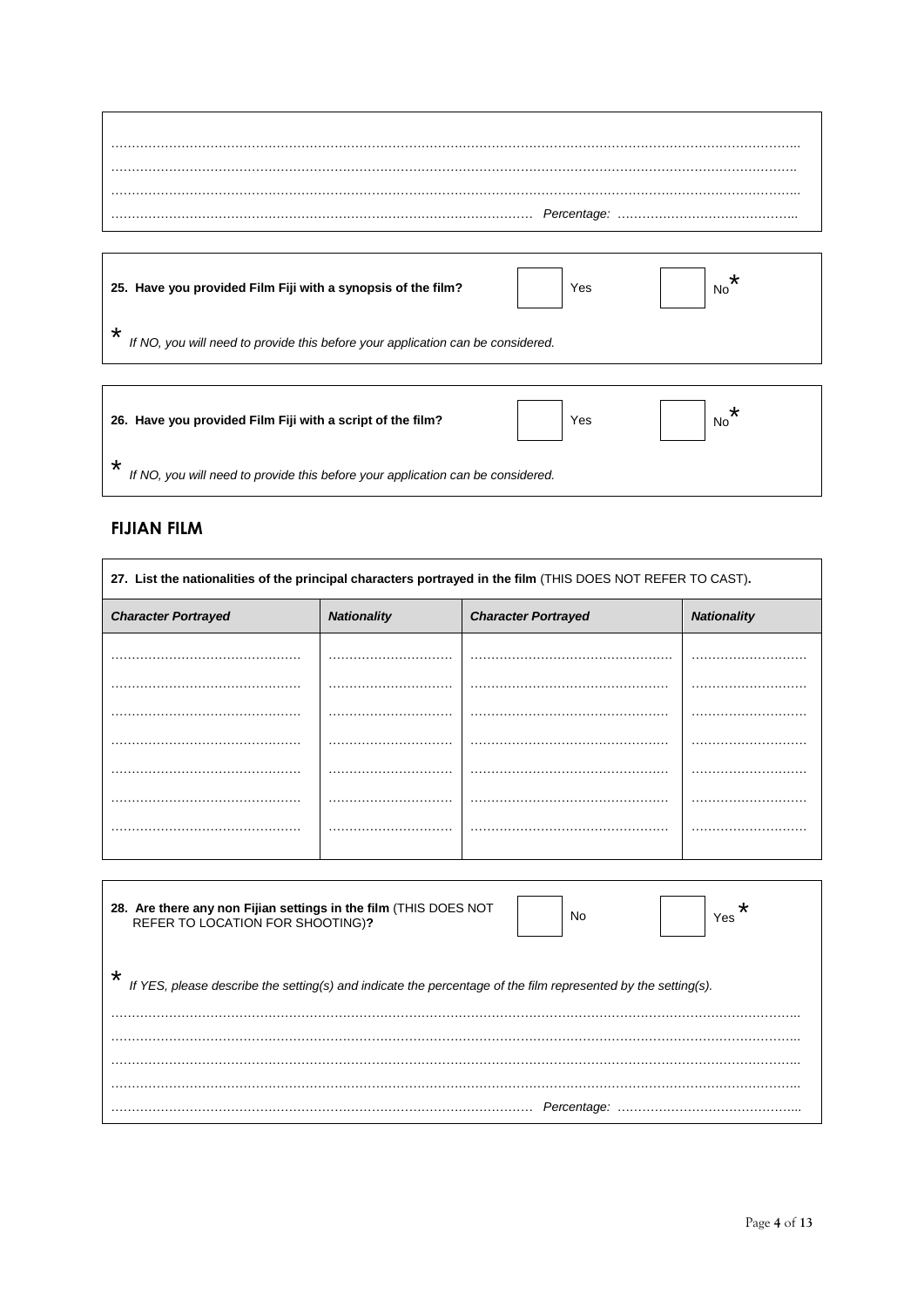……………………………………………………………………………………………………………………………………………

……………………………………………………………………………………………………………………………………………

……………………………………………………………………………………………………………………………………………

……………………………………………………………………………………… *Percentage:* ………………………………………

**25. Have you provided Film Fiji with a synopsis of the film?** ☐ Yes ☐ No*

\* *If NO, you will need to provide this before your application can be considered.*

**26. Have you provided Film Fiji with a script of the film?** ☐ Yes ☐ No*

\* *If NO, you will need to provide this before your application can be considered.*

## FIJIAN FILM

**27. List the nationalities of the principal characters portrayed in the film** (THIS DOES NOT REFER TO CAST)**.**

| *Character Portrayed* | *Nationality* | *Character Portrayed* | *Nationality* |
|---|---|---|---|
| ……………………………………… | ……………………… | ……………………………………… | ……………………… |
| ……………………………………… | ……………………… | ……………………………………… | ……………………… |
| ……………………………………… | ……………………… | ……………………………………… | ……………………… |
| ……………………………………… | ……………………… | ……………………………………… | ……………………… |
| ……………………………………… | ……………………… | ……………………………………… | ……………………… |
| ……………………………………… | ……………………… | ……………………………………… | ……………………… |
| ……………………………………… | ……………………… | ……………………………………… | ……………………… |

**28. Are there any non Fijian settings in the film** (THIS DOES NOT REFER TO LOCATION FOR SHOOTING)**?** ☐ No ☐ Yes*

\* *If YES, please describe the setting(s) and indicate the percentage of the film represented by the setting(s).*

……………………………………………………………………………………………………………………………………………

……………………………………………………………………………………………………………………………………………

……………………………………………………………………………………………………………………………………………

……………………………………………………………………………………………………………………………………………

……………………………………………………………………………………… *Percentage:* ………………………………………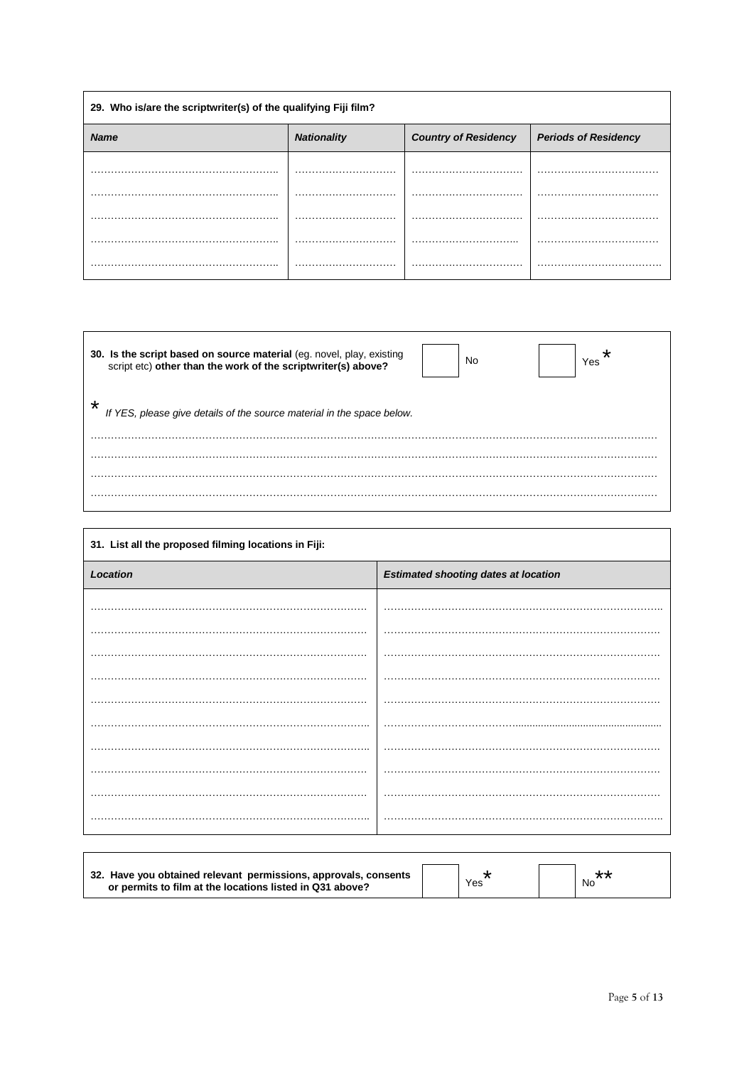**29. Who is/are the scriptwriter(s) of the qualifying Fiji film?**

| *Name* | *Nationality* | *Country of Residency* | *Periods of Residency* |
| --- | --- | --- | --- |
| …………………………………………….. | ……………………….. | ………………………… | …………………………… |
| …………………………………………….. | ……………………….. | ………………………… | …………………………… |
| …………………………………………….. | ……………………….. | ………………………… | …………………………… |
| …………………………………………….. | ……………………….. | ………………………… | …………………………… |
| …………………………………………….. | ……………………….. | ………………………… | …………………………… |

**30. Is the script based on source material** (eg. novel, play, existing script etc) **other than the work of the scriptwriter(s) above?** ☐ No ☐ Yes *

* *If YES, please give details of the source material in the space below.*

…………………………………………………………………………………………………………………………………………

…………………………………………………………………………………………………………………………………………

…………………………………………………………………………………………………………………………………………

…………………………………………………………………………………………………………………………………………

**31. List all the proposed filming locations in Fiji:**

| *Location* | *Estimated shooting dates at location* |
| --- | --- |
| ……………………………………………………………………… | ……………………………………………………………………… |
| ……………………………………………………………………… | ……………………………………………………………………… |
| ……………………………………………………………………… | ……………………………………………………………………… |
| ……………………………………………………………………… | ……………………………………………………………………… |
| ……………………………………………………………………… | ……………………………………………………………………… |
| ……………………………………………………………………… | ……………………………………………………………………… |
| ……………………………………………………………………… | ……………………………………………………………………… |
| ……………………………………………………………………… | ……………………………………………………………………… |
| ……………………………………………………………………… | ……………………………………………………………………… |
| ……………………………………………………………………… | ……………………………………………………………………… |

**32. Have you obtained relevant permissions, approvals, consents or permits to film at the locations listed in Q31 above?** ☐ Yes * ☐ No **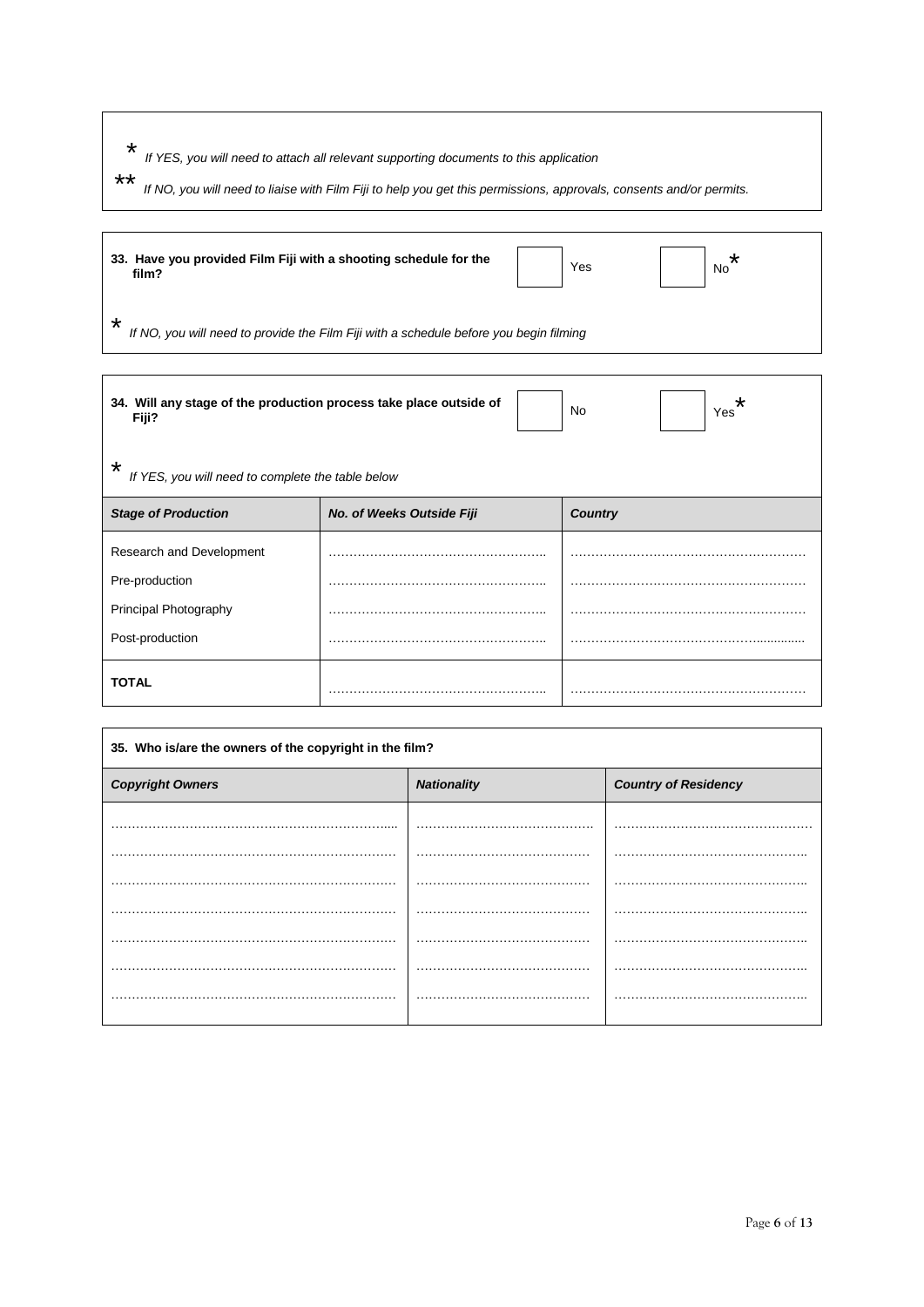\* *If YES, you will need to attach all relevant supporting documents to this application*

\*\* *If NO, you will need to liaise with Film Fiji to help you get this permissions, approvals, consents and/or permits.*

**33. Have you provided Film Fiji with a shooting schedule for the film?** ☐ Yes ☐ No*

\* *If NO, you will need to provide the Film Fiji with a schedule before you begin filming*

**34. Will any stage of the production process take place outside of Fiji?** ☐ No ☐ Yes*

\* *If YES, you will need to complete the table below*

| *Stage of Production* | *No. of Weeks Outside Fiji* | *Country* |
|---|---|---|
| Research and Development | …………………………………………. | ………………………………………………. |
| Pre-production | …………………………………………. | ………………………………………………. |
| Principal Photography | …………………………………………. | ………………………………………………. |
| Post-production | …………………………………………. | ………………………………………………. |
| **TOTAL** | …………………………………………. | ………………………………………………. |

**35. Who is/are the owners of the copyright in the film?**

| *Copyright Owners* | *Nationality* | *Country of Residency* |
|---|---|---|
| …………………………………………………………. | ………………………………… | ……………………………………… |
| …………………………………………………………. | ………………………………… | ……………………………………… |
| …………………………………………………………. | ………………………………… | ……………………………………… |
| …………………………………………………………. | ………………………………… | ……………………………………… |
| …………………………………………………………. | ………………………………… | ……………………………………… |
| …………………………………………………………. | ………………………………… | ……………………………………… |
| …………………………………………………………. | ………………………………… | ……………………………………… |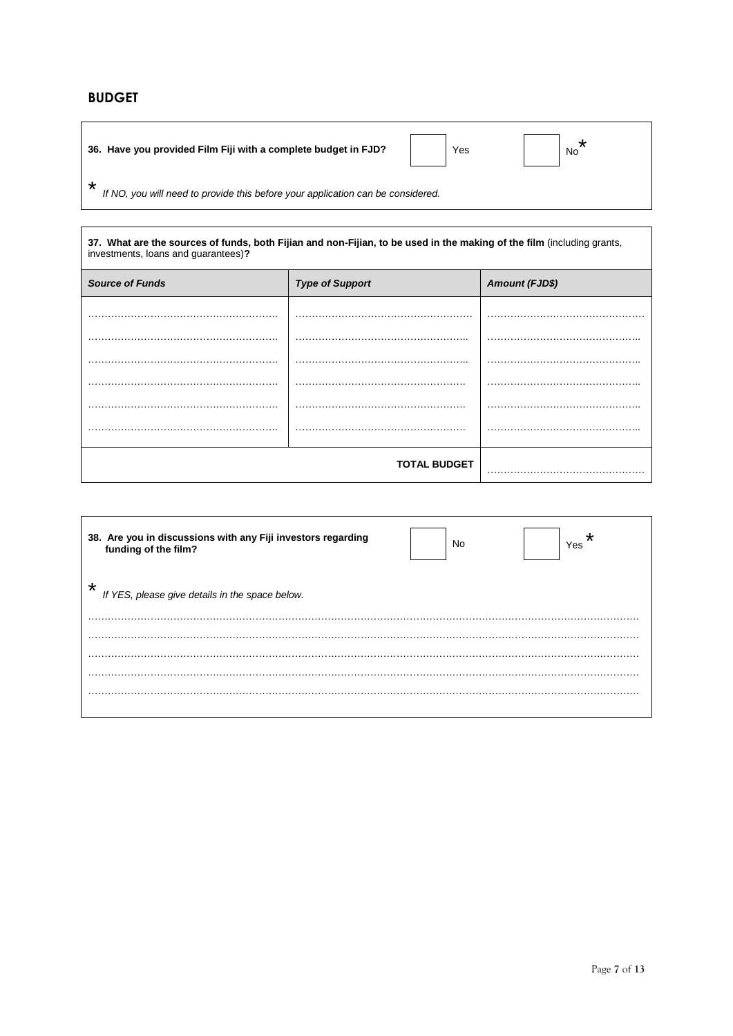## BUDGET

**36. Have you provided Film Fiji with a complete budget in FJD?** ☐ Yes ☐ No*

* *If NO, you will need to provide this before your application can be considered.*

**37. What are the sources of funds, both Fijian and non-Fijian, to be used in the making of the film** (including grants, investments, loans and guarantees)**?**

| *Source of Funds* | *Type of Support* | *Amount (FJD$)* |
|---|---|---|
| ………………………………………………. | ………………………………………………. | ………………………………………. |
| ………………………………………………. | ………………………………………………. | ………………………………………. |
| ………………………………………………. | ………………………………………………. | ………………………………………. |
| ………………………………………………. | ………………………………………………. | ………………………………………. |
| ………………………………………………. | ………………………………………………. | ………………………………………. |
| ………………………………………………. | ………………………………………………. | ………………………………………. |
| | **TOTAL BUDGET** | ………………………………………. |

**38. Are you in discussions with any Fiji investors regarding funding of the film?** ☐ No ☐ Yes*

* *If YES, please give details in the space below.*

……………………………………………………………………………………………………………………………………………

……………………………………………………………………………………………………………………………………………

……………………………………………………………………………………………………………………………………………

……………………………………………………………………………………………………………………………………………

……………………………………………………………………………………………………………………………………………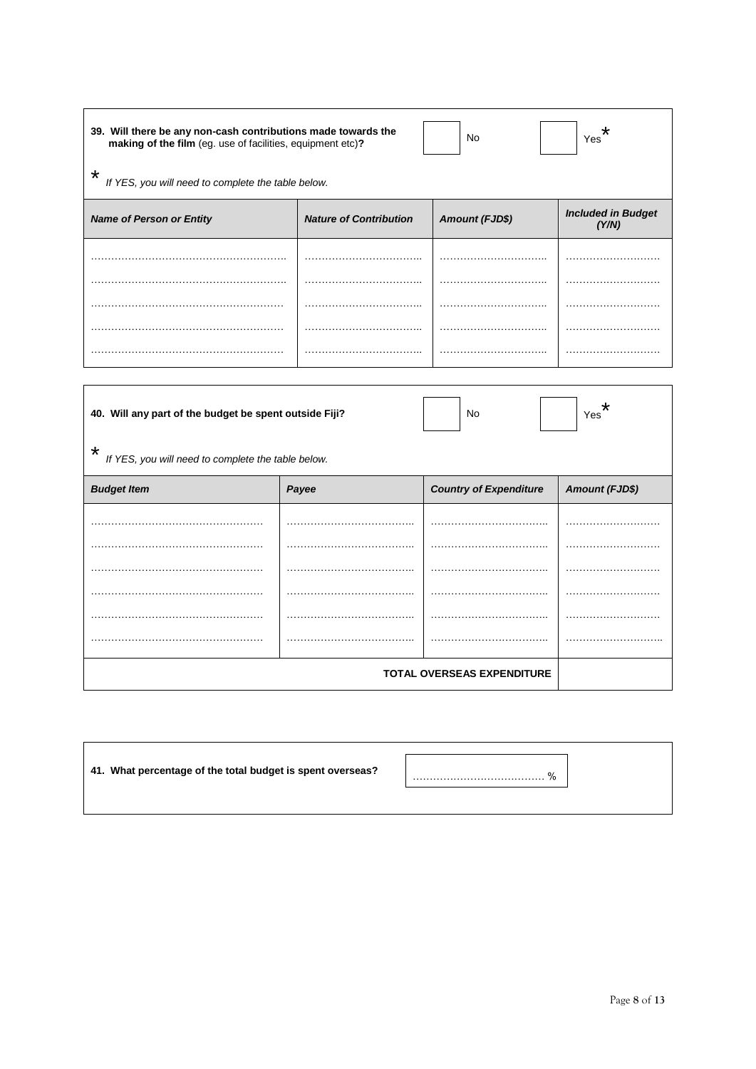**39. Will there be any non-cash contributions made towards the making of the film** (eg. use of facilities, equipment etc)**?**

☐ No ☐ Yes*

\* *If YES, you will need to complete the table below.*

| ***Name of Person or Entity*** | ***Nature of Contribution*** | ***Amount (FJD$)*** | ***Included in Budget (Y/N)*** |
|---|---|---|---|
| ……………………………………………….. | …………………………….. | ………………………….. | ……………………… |
| ……………………………………………….. | …………………………….. | ………………………….. | ……………………… |
| ……………………………………………… | …………………………….. | ………………………….. | ……………………… |
| ……………………………………………… | …………………………….. | ………………………….. | ……………………… |
| ……………………………………………… | …………………………….. | ………………………….. | ……………………… |

**40. Will any part of the budget be spent outside Fiji?**

☐ No ☐ Yes*

\* *If YES, you will need to complete the table below.*

| ***Budget Item*** | ***Payee*** | ***Country of Expenditure*** | ***Amount (FJD$)*** |
|---|---|---|---|
| …………………………………………… | ……………………………….. | …………………………….. | ……………………… |
| …………………………………………… | ……………………………….. | …………………………….. | ……………………… |
| …………………………………………… | ……………………………….. | …………………………….. | ……………………… |
| …………………………………………… | ……………………………….. | …………………………….. | ……………………… |
| …………………………………………… | ……………………………….. | …………………………….. | ……………………… |
| …………………………………………… | ……………………………….. | …………………………….. | ……………………….. |
| | | **TOTAL OVERSEAS EXPENDITURE** | |

**41. What percentage of the total budget is spent overseas?** ………………………………… %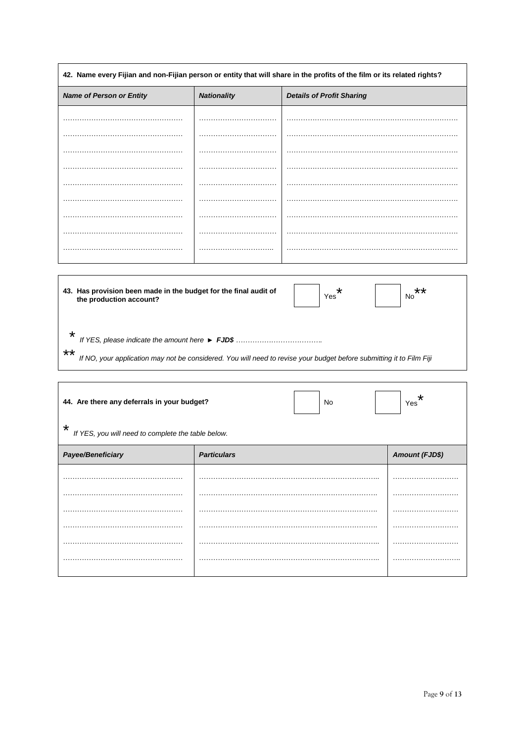**42. Name every Fijian and non-Fijian person or entity that will share in the profits of the film or its related rights?**

| *Name of Person or Entity* | *Nationality* | *Details of Profit Sharing* |
|---|---|---|
| …………………………………………… | …………………………… | ……………………………………………………………… |
| …………………………………………… | …………………………… | ……………………………………………………………… |
| …………………………………………… | …………………………… | ……………………………………………………………… |
| …………………………………………… | …………………………… | ……………………………………………………………… |
| …………………………………………… | …………………………… | ……………………………………………………………… |
| …………………………………………… | …………………………… | ……………………………………………………………… |
| …………………………………………… | …………………………… | ……………………………………………………………… |
| …………………………………………… | …………………………… | ……………………………………………………………… |
| …………………………………………… | …………………………… | ……………………………………………………………… |

**43. Has provision been made in the budget for the final audit of the production account?**

☐ Yes *　　☐ No **

* *If YES, please indicate the amount here ► **FJD$** ……………………………..*

** *If NO, your application may not be considered. You will need to revise your budget before submitting it to Film Fiji*

**44. Are there any deferrals in your budget?**

☐ No　　☐ Yes *

* *If YES, you will need to complete the table below.*

| *Payee/Beneficiary* | *Particulars* | *Amount (FJD$)* |
|---|---|---|
| …………………………………………… | ………………………………………………………………… | ……………………… |
| …………………………………………… | ………………………………………………………………… | ……………………… |
| …………………………………………… | ………………………………………………………………… | ……………………… |
| …………………………………………… | ………………………………………………………………… | ……………………… |
| …………………………………………… | ………………………………………………………………… | ……………………… |
| …………………………………………… | ………………………………………………………………… | ……………………… |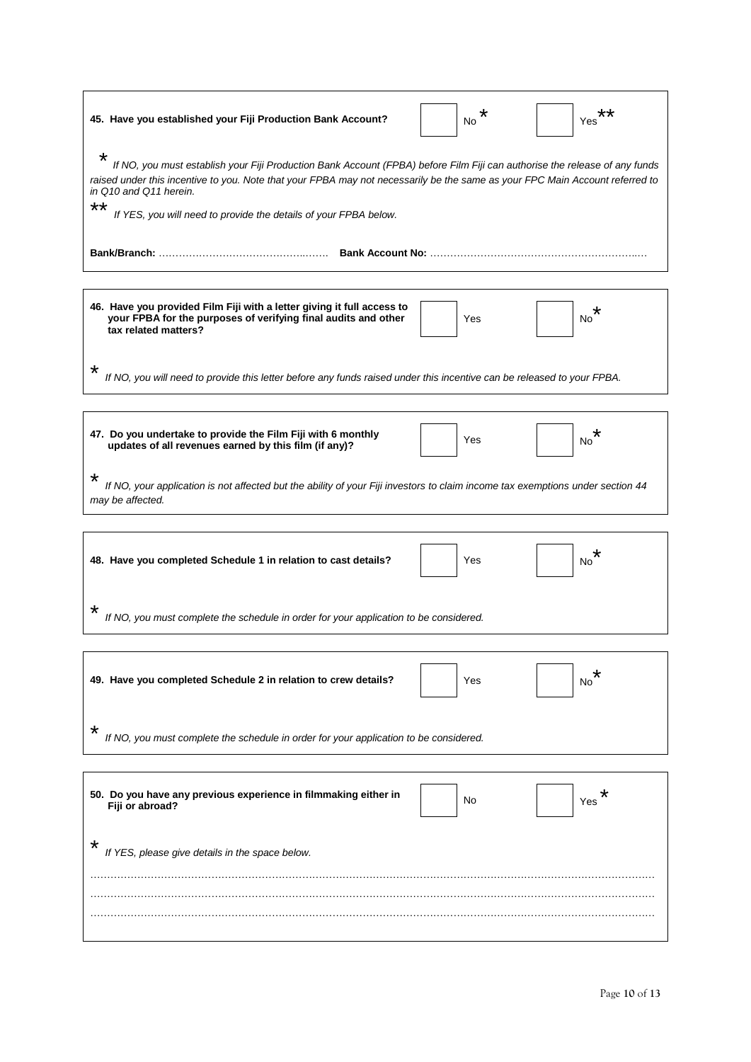**45. Have you established your Fiji Production Bank Account?** ☐ No * ☐ Yes **

*If NO, you must establish your Fiji Production Bank Account (FPBA) before Film Fiji can authorise the release of any funds raised under this incentive to you. Note that your FPBA may not necessarily be the same as your FPC Main Account referred to in Q10 and Q11 herein.*

** *If YES, you will need to provide the details of your FPBA below.*

**Bank/Branch:** …………………………………………… **Bank Account No:** ………………………………………………………

---

**46. Have you provided Film Fiji with a letter giving it full access to your FPBA for the purposes of verifying final audits and other tax related matters?** ☐ Yes ☐ No *

* *If NO, you will need to provide this letter before any funds raised under this incentive can be released to your FPBA.*

---

**47. Do you undertake to provide the Film Fiji with 6 monthly updates of all revenues earned by this film (if any)?** ☐ Yes ☐ No *

* *If NO, your application is not affected but the ability of your Fiji investors to claim income tax exemptions under section 44 may be affected.*

---

**48. Have you completed Schedule 1 in relation to cast details?** ☐ Yes ☐ No *

* *If NO, you must complete the schedule in order for your application to be considered.*

---

**49. Have you completed Schedule 2 in relation to crew details?** ☐ Yes ☐ No *

* *If NO, you must complete the schedule in order for your application to be considered.*

---

**50. Do you have any previous experience in filmmaking either in Fiji or abroad?** ☐ No ☐ Yes *

* *If YES, please give details in the space below.*

……………………………………………………………………………………………………………………………………………

……………………………………………………………………………………………………………………………………………

……………………………………………………………………………………………………………………………………………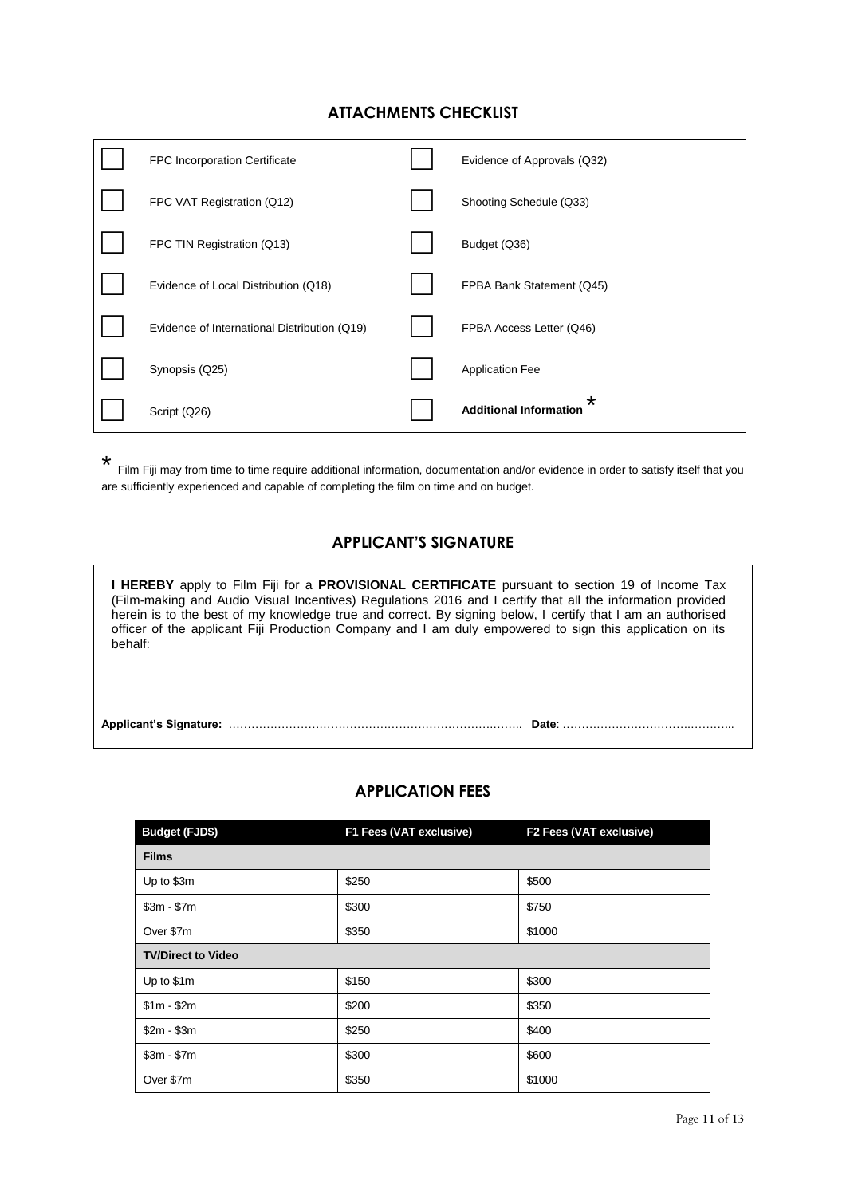## ATTACHMENTS CHECKLIST

| | | | |
|---|---|---|---|
| ☐ | FPC Incorporation Certificate | ☐ | Evidence of Approvals (Q32) |
| ☐ | FPC VAT Registration (Q12) | ☐ | Shooting Schedule (Q33) |
| ☐ | FPC TIN Registration (Q13) | ☐ | Budget (Q36) |
| ☐ | Evidence of Local Distribution (Q18) | ☐ | FPBA Bank Statement (Q45) |
| ☐ | Evidence of International Distribution (Q19) | ☐ | FPBA Access Letter (Q46) |
| ☐ | Synopsis (Q25) | ☐ | Application Fee |
| ☐ | Script (Q26) | ☐ | **Additional Information** * |

\* Film Fiji may from time to time require additional information, documentation and/or evidence in order to satisfy itself that you are sufficiently experienced and capable of completing the film on time and on budget.

## APPLICANT'S SIGNATURE

**I HEREBY** apply to Film Fiji for a **PROVISIONAL CERTIFICATE** pursuant to section 19 of Income Tax (Film-making and Audio Visual Incentives) Regulations 2016 and I certify that all the information provided herein is to the best of my knowledge true and correct. By signing below, I certify that I am an authorised officer of the applicant Fiji Production Company and I am duly empowered to sign this application on its behalf:

**Applicant's Signature:** ………………………………………………………………….. **Date**: ………………………………………

## APPLICATION FEES

| Budget (FJD$) | F1 Fees (VAT exclusive) | F2 Fees (VAT exclusive) |
|---|---|---|
| **Films** | | |
| Up to $3m | $250 | $500 |
| $3m - $7m | $300 | $750 |
| Over $7m | $350 | $1000 |
| **TV/Direct to Video** | | |
| Up to $1m | $150 | $300 |
| $1m - $2m | $200 | $350 |
| $2m - $3m | $250 | $400 |
| $3m - $7m | $300 | $600 |
| Over $7m | $350 | $1000 |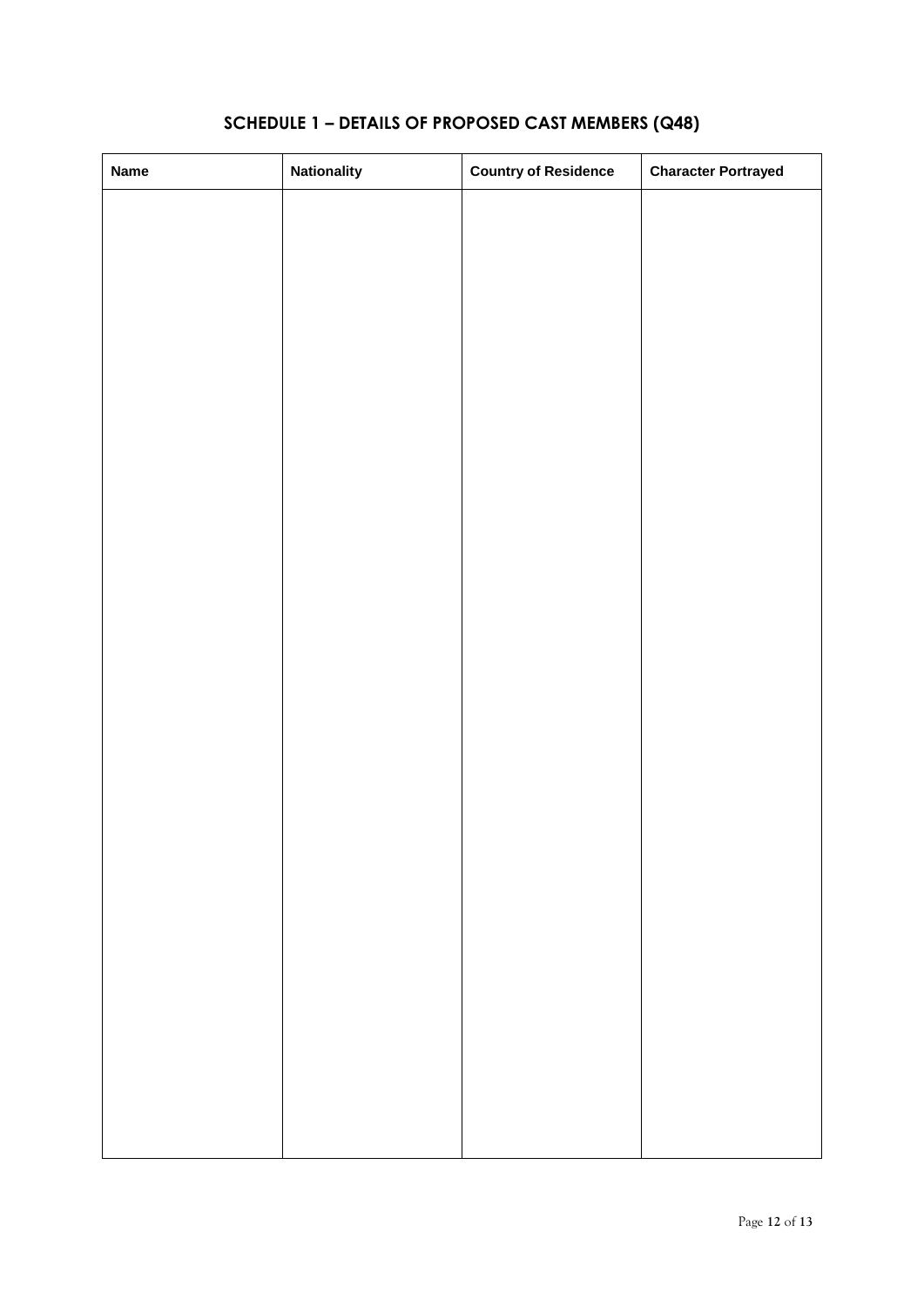## SCHEDULE 1 – DETAILS OF PROPOSED CAST MEMBERS (Q48)

| Name | Nationality | Country of Residence | Character Portrayed |
| --- | --- | --- | --- |
| | | | |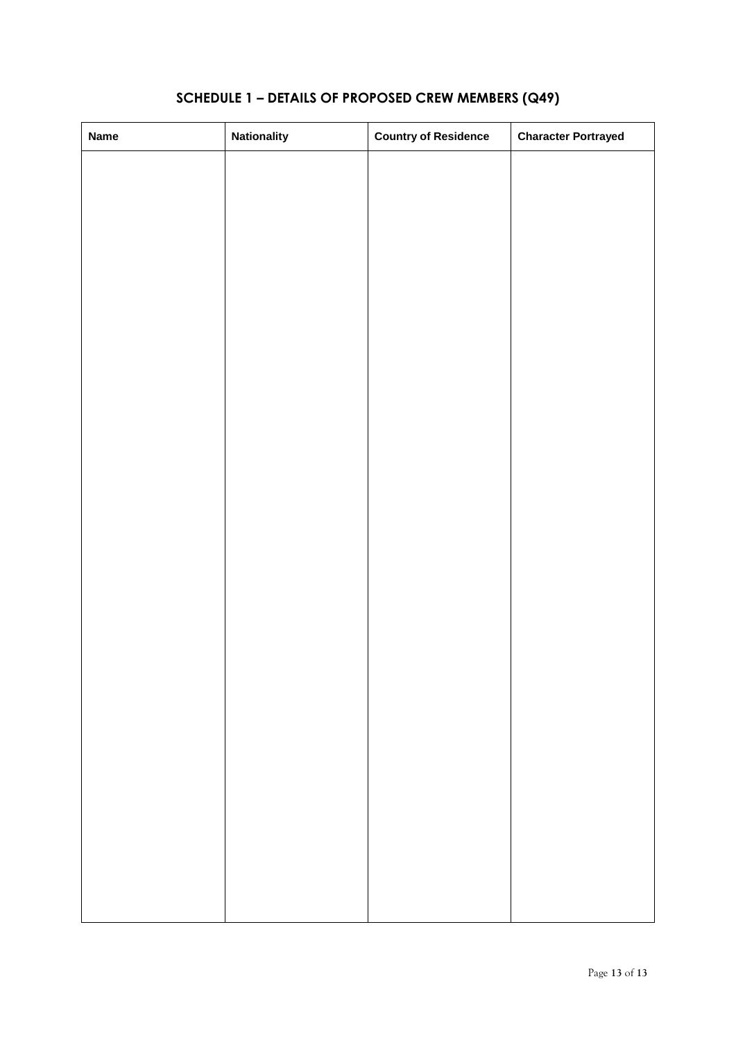## SCHEDULE 1 – DETAILS OF PROPOSED CREW MEMBERS (Q49)

| Name | Nationality | Country of Residence | Character Portrayed |
|---|---|---|---|
| | | | |